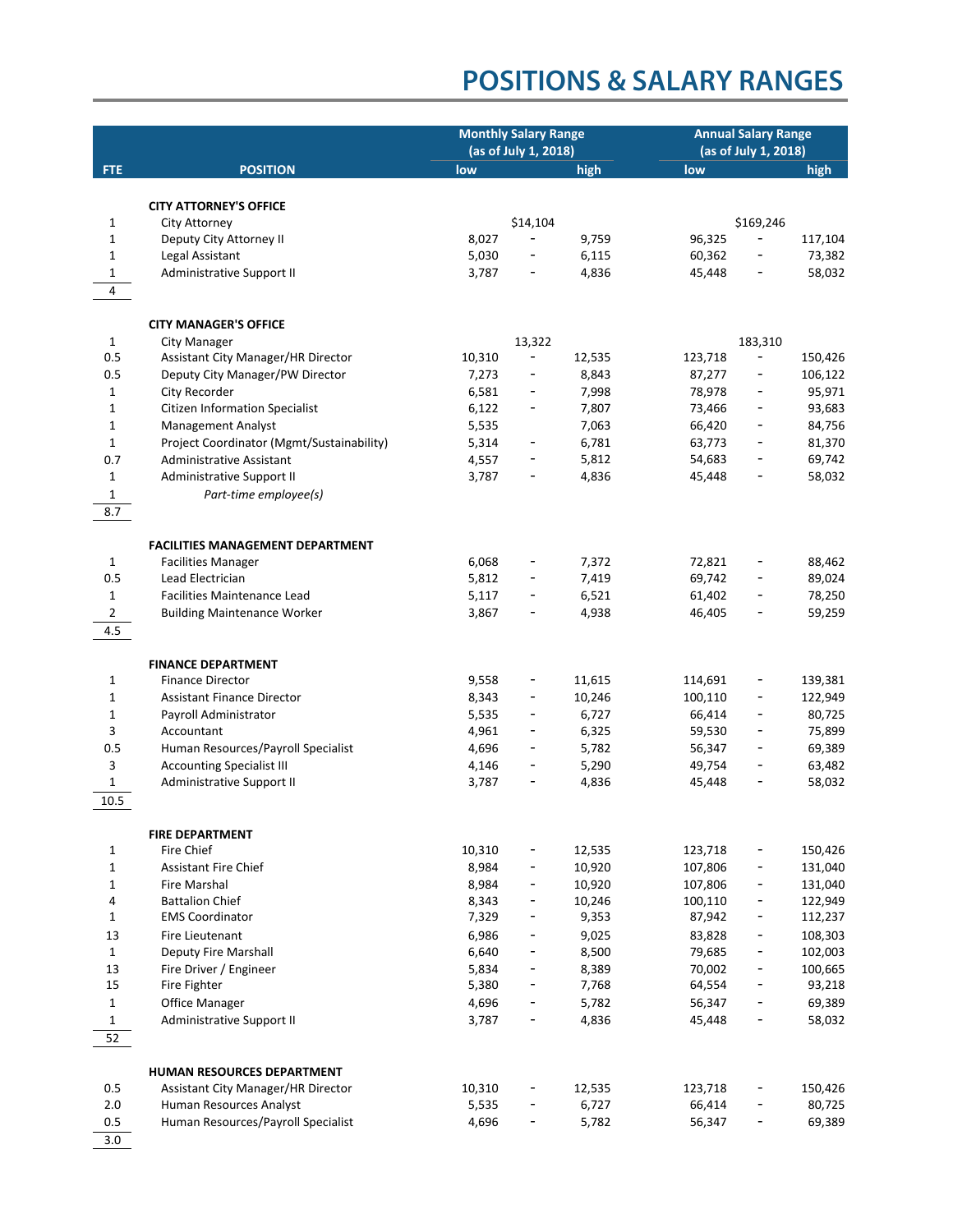# POSITIONS & SALARY RANGES

| FTE | POSITION | Monthly Salary Range (as of July 1, 2018) | | | Annual Salary Range (as of July 1, 2018) | | |
|---|---|---|---|---|---|---|---|
| | | low | | high | low | | high |
| | **CITY ATTORNEY'S OFFICE** | | | | | | |
| 1 | City Attorney | | $14,104 | | | $169,246 | |
| 1 | Deputy City Attorney II | 8,027 | - | 9,759 | 96,325 | - | 117,104 |
| 1 | Legal Assistant | 5,030 | - | 6,115 | 60,362 | - | 73,382 |
| 1 | Administrative Support II | 3,787 | - | 4,836 | 45,448 | - | 58,032 |
| 4 | | | | | | | |
| | **CITY MANAGER'S OFFICE** | | | | | | |
| 1 | City Manager | | 13,322 | | | 183,310 | |
| 0.5 | Assistant City Manager/HR Director | 10,310 | - | 12,535 | 123,718 | - | 150,426 |
| 0.5 | Deputy City Manager/PW Director | 7,273 | - | 8,843 | 87,277 | - | 106,122 |
| 1 | City Recorder | 6,581 | - | 7,998 | 78,978 | - | 95,971 |
| 1 | Citizen Information Specialist | 6,122 | - | 7,807 | 73,466 | - | 93,683 |
| 1 | Management Analyst | 5,535 | | 7,063 | 66,420 | - | 84,756 |
| 1 | Project Coordinator (Mgmt/Sustainability) | 5,314 | - | 6,781 | 63,773 | - | 81,370 |
| 0.7 | Administrative Assistant | 4,557 | - | 5,812 | 54,683 | - | 69,742 |
| 1 | Administrative Support II | 3,787 | - | 4,836 | 45,448 | - | 58,032 |
| 1 | *Part-time employee(s)* | | | | | | |
| 8.7 | | | | | | | |
| | **FACILITIES MANAGEMENT DEPARTMENT** | | | | | | |
| 1 | Facilities Manager | 6,068 | - | 7,372 | 72,821 | - | 88,462 |
| 0.5 | Lead Electrician | 5,812 | - | 7,419 | 69,742 | - | 89,024 |
| 1 | Facilities Maintenance Lead | 5,117 | - | 6,521 | 61,402 | - | 78,250 |
| 2 | Building Maintenance Worker | 3,867 | - | 4,938 | 46,405 | - | 59,259 |
| 4.5 | | | | | | | |
| | **FINANCE DEPARTMENT** | | | | | | |
| 1 | Finance Director | 9,558 | - | 11,615 | 114,691 | - | 139,381 |
| 1 | Assistant Finance Director | 8,343 | - | 10,246 | 100,110 | - | 122,949 |
| 1 | Payroll Administrator | 5,535 | - | 6,727 | 66,414 | - | 80,725 |
| 3 | Accountant | 4,961 | - | 6,325 | 59,530 | - | 75,899 |
| 0.5 | Human Resources/Payroll Specialist | 4,696 | - | 5,782 | 56,347 | - | 69,389 |
| 3 | Accounting Specialist III | 4,146 | - | 5,290 | 49,754 | - | 63,482 |
| 1 | Administrative Support II | 3,787 | - | 4,836 | 45,448 | - | 58,032 |
| 10.5 | | | | | | | |
| | **FIRE DEPARTMENT** | | | | | | |
| 1 | Fire Chief | 10,310 | - | 12,535 | 123,718 | - | 150,426 |
| 1 | Assistant Fire Chief | 8,984 | - | 10,920 | 107,806 | - | 131,040 |
| 1 | Fire Marshal | 8,984 | - | 10,920 | 107,806 | - | 131,040 |
| 4 | Battalion Chief | 8,343 | - | 10,246 | 100,110 | - | 122,949 |
| 1 | EMS Coordinator | 7,329 | - | 9,353 | 87,942 | - | 112,237 |
| 13 | Fire Lieutenant | 6,986 | - | 9,025 | 83,828 | - | 108,303 |
| 1 | Deputy Fire Marshall | 6,640 | - | 8,500 | 79,685 | - | 102,003 |
| 13 | Fire Driver / Engineer | 5,834 | - | 8,389 | 70,002 | - | 100,665 |
| 15 | Fire Fighter | 5,380 | - | 7,768 | 64,554 | - | 93,218 |
| 1 | Office Manager | 4,696 | - | 5,782 | 56,347 | - | 69,389 |
| 1 | Administrative Support II | 3,787 | - | 4,836 | 45,448 | - | 58,032 |
| 52 | | | | | | | |
| | **HUMAN RESOURCES DEPARTMENT** | | | | | | |
| 0.5 | Assistant City Manager/HR Director | 10,310 | - | 12,535 | 123,718 | - | 150,426 |
| 2.0 | Human Resources Analyst | 5,535 | - | 6,727 | 66,414 | - | 80,725 |
| 0.5 | Human Resources/Payroll Specialist | 4,696 | - | 5,782 | 56,347 | - | 69,389 |
| 3.0 | | | | | | | |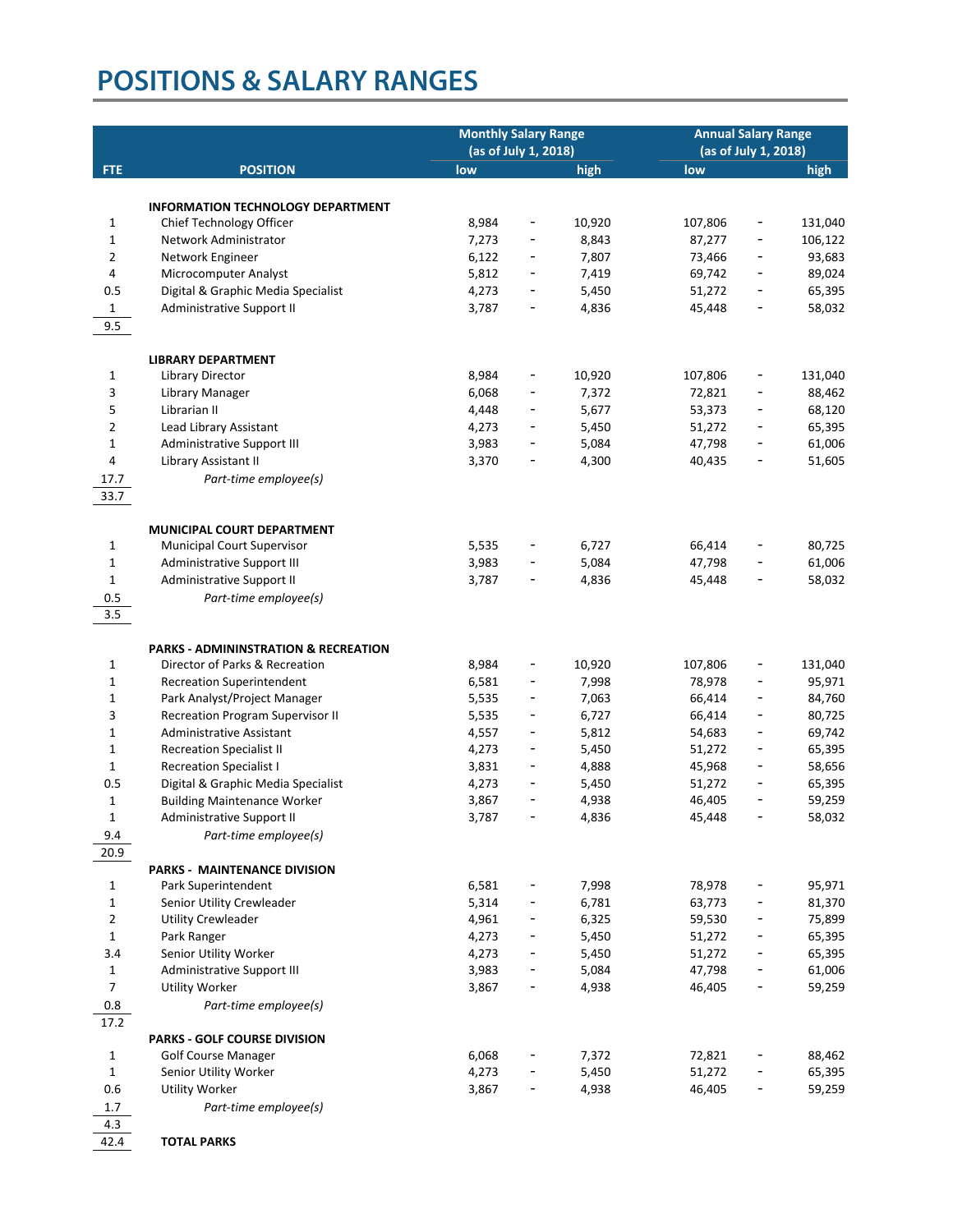# POSITIONS & SALARY RANGES

| FTE | POSITION | Monthly Salary Range (as of July 1, 2018) low | | Monthly Salary Range (as of July 1, 2018) high | Annual Salary Range (as of July 1, 2018) low | | Annual Salary Range (as of July 1, 2018) high |
|---|---|---|---|---|---|---|---|
| | **INFORMATION TECHNOLOGY DEPARTMENT** | | | | | | |
| 1 | Chief Technology Officer | 8,984 | - | 10,920 | 107,806 | - | 131,040 |
| 1 | Network Administrator | 7,273 | - | 8,843 | 87,277 | - | 106,122 |
| 2 | Network Engineer | 6,122 | - | 7,807 | 73,466 | - | 93,683 |
| 4 | Microcomputer Analyst | 5,812 | - | 7,419 | 69,742 | - | 89,024 |
| 0.5 | Digital & Graphic Media Specialist | 4,273 | - | 5,450 | 51,272 | - | 65,395 |
| 1 | Administrative Support II | 3,787 | - | 4,836 | 45,448 | - | 58,032 |
| 9.5 | | | | | | | |
| | **LIBRARY DEPARTMENT** | | | | | | |
| 1 | Library Director | 8,984 | - | 10,920 | 107,806 | - | 131,040 |
| 3 | Library Manager | 6,068 | - | 7,372 | 72,821 | - | 88,462 |
| 5 | Librarian II | 4,448 | - | 5,677 | 53,373 | - | 68,120 |
| 2 | Lead Library Assistant | 4,273 | - | 5,450 | 51,272 | - | 65,395 |
| 1 | Administrative Support III | 3,983 | - | 5,084 | 47,798 | - | 61,006 |
| 4 | Library Assistant II | 3,370 | - | 4,300 | 40,435 | - | 51,605 |
| 17.7 | *Part-time employee(s)* | | | | | | |
| 33.7 | | | | | | | |
| | **MUNICIPAL COURT DEPARTMENT** | | | | | | |
| 1 | Municipal Court Supervisor | 5,535 | - | 6,727 | 66,414 | - | 80,725 |
| 1 | Administrative Support III | 3,983 | - | 5,084 | 47,798 | - | 61,006 |
| 1 | Administrative Support II | 3,787 | - | 4,836 | 45,448 | - | 58,032 |
| 0.5 | *Part-time employee(s)* | | | | | | |
| 3.5 | | | | | | | |
| | **PARKS - ADMININSTRATION & RECREATION** | | | | | | |
| 1 | Director of Parks & Recreation | 8,984 | - | 10,920 | 107,806 | - | 131,040 |
| 1 | Recreation Superintendent | 6,581 | - | 7,998 | 78,978 | - | 95,971 |
| 1 | Park Analyst/Project Manager | 5,535 | - | 7,063 | 66,414 | - | 84,760 |
| 3 | Recreation Program Supervisor II | 5,535 | - | 6,727 | 66,414 | - | 80,725 |
| 1 | Administrative Assistant | 4,557 | - | 5,812 | 54,683 | - | 69,742 |
| 1 | Recreation Specialist II | 4,273 | - | 5,450 | 51,272 | - | 65,395 |
| 1 | Recreation Specialist I | 3,831 | - | 4,888 | 45,968 | - | 58,656 |
| 0.5 | Digital & Graphic Media Specialist | 4,273 | - | 5,450 | 51,272 | - | 65,395 |
| 1 | Building Maintenance Worker | 3,867 | - | 4,938 | 46,405 | - | 59,259 |
| 1 | Administrative Support II | 3,787 | - | 4,836 | 45,448 | - | 58,032 |
| 9.4 | *Part-time employee(s)* | | | | | | |
| 20.9 | | | | | | | |
| | **PARKS - MAINTENANCE DIVISION** | | | | | | |
| 1 | Park Superintendent | 6,581 | - | 7,998 | 78,978 | - | 95,971 |
| 1 | Senior Utility Crewleader | 5,314 | - | 6,781 | 63,773 | - | 81,370 |
| 2 | Utility Crewleader | 4,961 | - | 6,325 | 59,530 | - | 75,899 |
| 1 | Park Ranger | 4,273 | - | 5,450 | 51,272 | - | 65,395 |
| 3.4 | Senior Utility Worker | 4,273 | - | 5,450 | 51,272 | - | 65,395 |
| 1 | Administrative Support III | 3,983 | - | 5,084 | 47,798 | - | 61,006 |
| 7 | Utility Worker | 3,867 | - | 4,938 | 46,405 | - | 59,259 |
| 0.8 | *Part-time employee(s)* | | | | | | |
| 17.2 | | | | | | | |
| | **PARKS - GOLF COURSE DIVISION** | | | | | | |
| 1 | Golf Course Manager | 6,068 | - | 7,372 | 72,821 | - | 88,462 |
| 1 | Senior Utility Worker | 4,273 | - | 5,450 | 51,272 | - | 65,395 |
| 0.6 | Utility Worker | 3,867 | - | 4,938 | 46,405 | - | 59,259 |
| 1.7 | *Part-time employee(s)* | | | | | | |
| 4.3 | | | | | | | |
| 42.4 | **TOTAL PARKS** | | | | | | |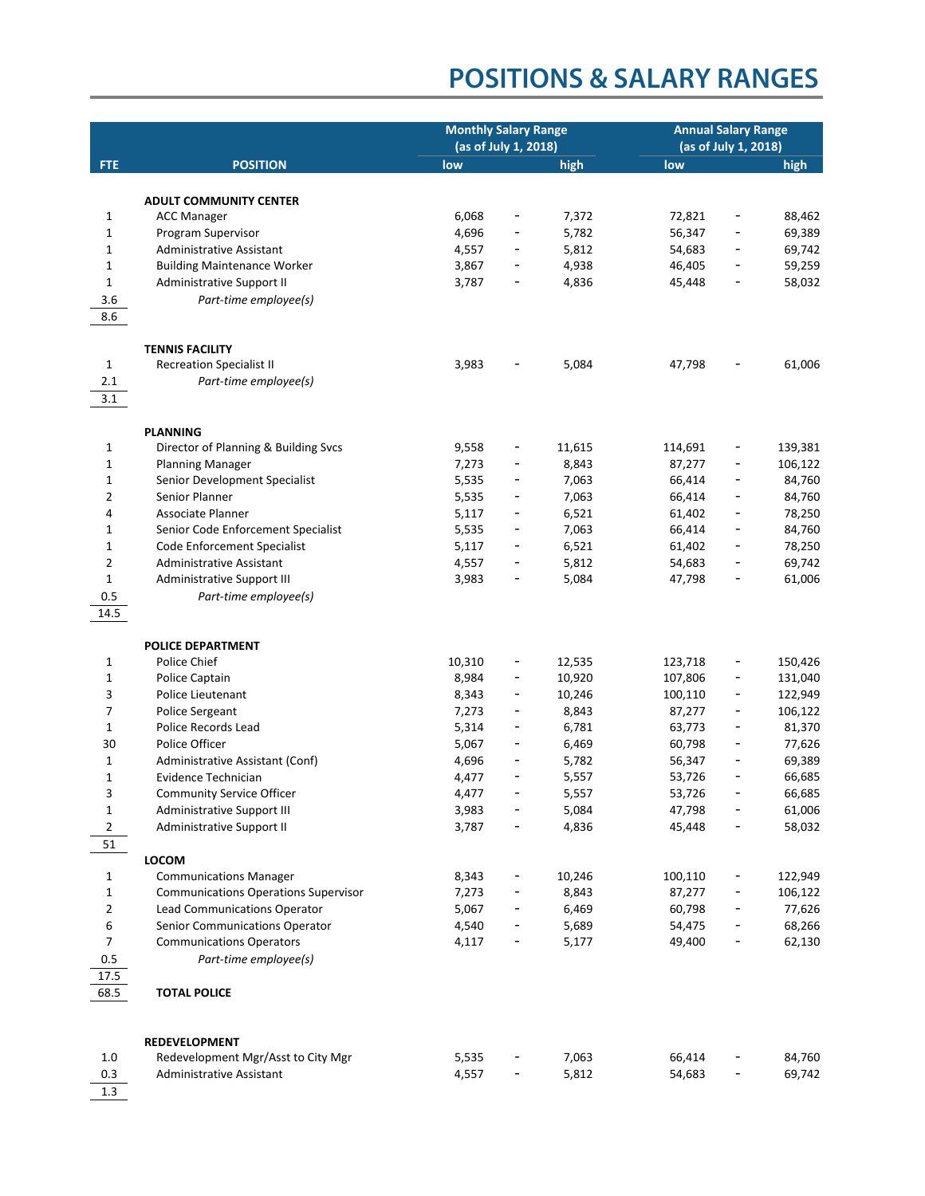# POSITIONS & SALARY RANGES

| FTE | POSITION | Monthly Salary Range (as of July 1, 2018) low | | Monthly Salary Range (as of July 1, 2018) high | Annual Salary Range (as of July 1, 2018) low | | Annual Salary Range (as of July 1, 2018) high |
|---|---|---|---|---|---|---|---|
| | **ADULT COMMUNITY CENTER** | | | | | | |
| 1 | ACC Manager | 6,068 | - | 7,372 | 72,821 | - | 88,462 |
| 1 | Program Supervisor | 4,696 | - | 5,782 | 56,347 | - | 69,389 |
| 1 | Administrative Assistant | 4,557 | - | 5,812 | 54,683 | - | 69,742 |
| 1 | Building Maintenance Worker | 3,867 | - | 4,938 | 46,405 | - | 59,259 |
| 1 | Administrative Support II | 3,787 | - | 4,836 | 45,448 | - | 58,032 |
| 3.6 | *Part-time employee(s)* | | | | | | |
| 8.6 | | | | | | | |
| | **TENNIS FACILITY** | | | | | | |
| 1 | Recreation Specialist II | 3,983 | - | 5,084 | 47,798 | - | 61,006 |
| 2.1 | *Part-time employee(s)* | | | | | | |
| 3.1 | | | | | | | |
| | **PLANNING** | | | | | | |
| 1 | Director of Planning & Building Svcs | 9,558 | - | 11,615 | 114,691 | - | 139,381 |
| 1 | Planning Manager | 7,273 | - | 8,843 | 87,277 | - | 106,122 |
| 1 | Senior Development Specialist | 5,535 | - | 7,063 | 66,414 | - | 84,760 |
| 2 | Senior Planner | 5,535 | - | 7,063 | 66,414 | - | 84,760 |
| 4 | Associate Planner | 5,117 | - | 6,521 | 61,402 | - | 78,250 |
| 1 | Senior Code Enforcement Specialist | 5,535 | - | 7,063 | 66,414 | - | 84,760 |
| 1 | Code Enforcement Specialist | 5,117 | - | 6,521 | 61,402 | - | 78,250 |
| 2 | Administrative Assistant | 4,557 | - | 5,812 | 54,683 | - | 69,742 |
| 1 | Administrative Support III | 3,983 | - | 5,084 | 47,798 | - | 61,006 |
| 0.5 | *Part-time employee(s)* | | | | | | |
| 14.5 | | | | | | | |
| | **POLICE DEPARTMENT** | | | | | | |
| 1 | Police Chief | 10,310 | - | 12,535 | 123,718 | - | 150,426 |
| 1 | Police Captain | 8,984 | - | 10,920 | 107,806 | - | 131,040 |
| 3 | Police Lieutenant | 8,343 | - | 10,246 | 100,110 | - | 122,949 |
| 7 | Police Sergeant | 7,273 | - | 8,843 | 87,277 | - | 106,122 |
| 1 | Police Records Lead | 5,314 | - | 6,781 | 63,773 | - | 81,370 |
| 30 | Police Officer | 5,067 | - | 6,469 | 60,798 | - | 77,626 |
| 1 | Administrative Assistant (Conf) | 4,696 | - | 5,782 | 56,347 | - | 69,389 |
| 1 | Evidence Technician | 4,477 | - | 5,557 | 53,726 | - | 66,685 |
| 3 | Community Service Officer | 4,477 | - | 5,557 | 53,726 | - | 66,685 |
| 1 | Administrative Support III | 3,983 | - | 5,084 | 47,798 | - | 61,006 |
| 2 | Administrative Support II | 3,787 | - | 4,836 | 45,448 | - | 58,032 |
| 51 | | | | | | | |
| | **LOCOM** | | | | | | |
| 1 | Communications Manager | 8,343 | - | 10,246 | 100,110 | - | 122,949 |
| 1 | Communications Operations Supervisor | 7,273 | - | 8,843 | 87,277 | - | 106,122 |
| 2 | Lead Communications Operator | 5,067 | - | 6,469 | 60,798 | - | 77,626 |
| 6 | Senior Communications Operator | 4,540 | - | 5,689 | 54,475 | - | 68,266 |
| 7 | Communications Operators | 4,117 | - | 5,177 | 49,400 | - | 62,130 |
| 0.5 | *Part-time employee(s)* | | | | | | |
| 17.5 | | | | | | | |
| 68.5 | **TOTAL POLICE** | | | | | | |
| | **REDEVELOPMENT** | | | | | | |
| 1.0 | Redevelopment Mgr/Asst to City Mgr | 5,535 | - | 7,063 | 66,414 | - | 84,760 |
| 0.3 | Administrative Assistant | 4,557 | - | 5,812 | 54,683 | - | 69,742 |
| 1.3 | | | | | | | |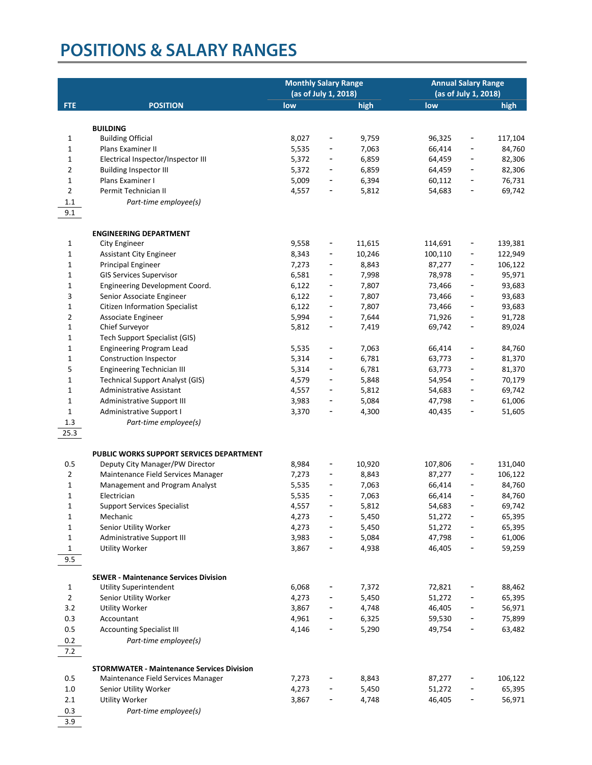# POSITIONS & SALARY RANGES

| FTE | POSITION | Monthly Salary Range (as of July 1, 2018) low | | Monthly Salary Range (as of July 1, 2018) high | Annual Salary Range (as of July 1, 2018) low | | Annual Salary Range (as of July 1, 2018) high |
|---|---|---|---|---|---|---|---|
| | **BUILDING** | | | | | | |
| 1 | Building Official | 8,027 | - | 9,759 | 96,325 | - | 117,104 |
| 1 | Plans Examiner II | 5,535 | - | 7,063 | 66,414 | - | 84,760 |
| 1 | Electrical Inspector/Inspector III | 5,372 | - | 6,859 | 64,459 | - | 82,306 |
| 2 | Building Inspector III | 5,372 | - | 6,859 | 64,459 | - | 82,306 |
| 1 | Plans Examiner I | 5,009 | - | 6,394 | 60,112 | - | 76,731 |
| 2 | Permit Technician II | 4,557 | - | 5,812 | 54,683 | - | 69,742 |
| 1.1 | *Part-time employee(s)* | | | | | | |
| 9.1 | | | | | | | |
| | **ENGINEERING DEPARTMENT** | | | | | | |
| 1 | City Engineer | 9,558 | - | 11,615 | 114,691 | - | 139,381 |
| 1 | Assistant City Engineer | 8,343 | - | 10,246 | 100,110 | - | 122,949 |
| 1 | Principal Engineer | 7,273 | - | 8,843 | 87,277 | - | 106,122 |
| 1 | GIS Services Supervisor | 6,581 | - | 7,998 | 78,978 | - | 95,971 |
| 1 | Engineering Development Coord. | 6,122 | - | 7,807 | 73,466 | - | 93,683 |
| 3 | Senior Associate Engineer | 6,122 | - | 7,807 | 73,466 | - | 93,683 |
| 1 | Citizen Information Specialist | 6,122 | - | 7,807 | 73,466 | - | 93,683 |
| 2 | Associate Engineer | 5,994 | - | 7,644 | 71,926 | - | 91,728 |
| 1 | Chief Surveyor | 5,812 | - | 7,419 | 69,742 | - | 89,024 |
| 1 | Tech Support Specialist (GIS) | | | | | | |
| 1 | Engineering Program Lead | 5,535 | - | 7,063 | 66,414 | - | 84,760 |
| 1 | Construction Inspector | 5,314 | - | 6,781 | 63,773 | - | 81,370 |
| 5 | Engineering Technician III | 5,314 | - | 6,781 | 63,773 | - | 81,370 |
| 1 | Technical Support Analyst (GIS) | 4,579 | - | 5,848 | 54,954 | - | 70,179 |
| 1 | Administrative Assistant | 4,557 | - | 5,812 | 54,683 | - | 69,742 |
| 1 | Administrative Support III | 3,983 | - | 5,084 | 47,798 | - | 61,006 |
| 1 | Administrative Support I | 3,370 | - | 4,300 | 40,435 | - | 51,605 |
| 1.3 | *Part-time employee(s)* | | | | | | |
| 25.3 | | | | | | | |
| | **PUBLIC WORKS SUPPORT SERVICES DEPARTMENT** | | | | | | |
| 0.5 | Deputy City Manager/PW Director | 8,984 | - | 10,920 | 107,806 | - | 131,040 |
| 2 | Maintenance Field Services Manager | 7,273 | - | 8,843 | 87,277 | - | 106,122 |
| 1 | Management and Program Analyst | 5,535 | - | 7,063 | 66,414 | - | 84,760 |
| 1 | Electrician | 5,535 | - | 7,063 | 66,414 | - | 84,760 |
| 1 | Support Services Specialist | 4,557 | - | 5,812 | 54,683 | - | 69,742 |
| 1 | Mechanic | 4,273 | - | 5,450 | 51,272 | - | 65,395 |
| 1 | Senior Utility Worker | 4,273 | - | 5,450 | 51,272 | - | 65,395 |
| 1 | Administrative Support III | 3,983 | - | 5,084 | 47,798 | - | 61,006 |
| 1 | Utility Worker | 3,867 | - | 4,938 | 46,405 | - | 59,259 |
| 9.5 | | | | | | | |
| | **SEWER - Maintenance Services Division** | | | | | | |
| 1 | Utility Superintendent | 6,068 | - | 7,372 | 72,821 | - | 88,462 |
| 2 | Senior Utility Worker | 4,273 | - | 5,450 | 51,272 | - | 65,395 |
| 3.2 | Utility Worker | 3,867 | - | 4,748 | 46,405 | - | 56,971 |
| 0.3 | Accountant | 4,961 | - | 6,325 | 59,530 | - | 75,899 |
| 0.5 | Accounting Specialist III | 4,146 | - | 5,290 | 49,754 | - | 63,482 |
| 0.2 | *Part-time employee(s)* | | | | | | |
| 7.2 | | | | | | | |
| | **STORMWATER - Maintenance Services Division** | | | | | | |
| 0.5 | Maintenance Field Services Manager | 7,273 | - | 8,843 | 87,277 | - | 106,122 |
| 1.0 | Senior Utility Worker | 4,273 | - | 5,450 | 51,272 | - | 65,395 |
| 2.1 | Utility Worker | 3,867 | - | 4,748 | 46,405 | - | 56,971 |
| 0.3 | *Part-time employee(s)* | | | | | | |
| 3.9 | | | | | | | |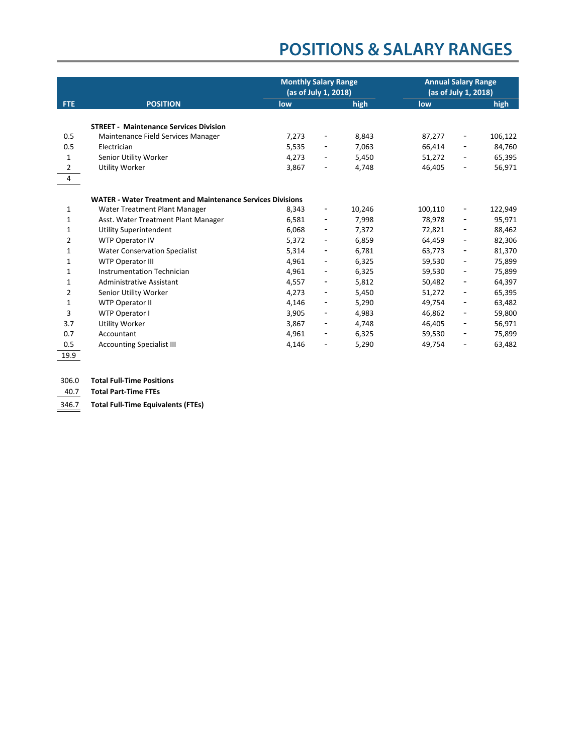# POSITIONS & SALARY RANGES

| FTE | POSITION | Monthly Salary Range (as of July 1, 2018) low | | Monthly Salary Range (as of July 1, 2018) high | Annual Salary Range (as of July 1, 2018) low | | Annual Salary Range (as of July 1, 2018) high |
|---|---|---|---|---|---|---|---|
| | **STREET - Maintenance Services Division** | | | | | | |
| 0.5 | Maintenance Field Services Manager | 7,273 | - | 8,843 | 87,277 | - | 106,122 |
| 0.5 | Electrician | 5,535 | - | 7,063 | 66,414 | - | 84,760 |
| 1 | Senior Utility Worker | 4,273 | - | 5,450 | 51,272 | - | 65,395 |
| 2 | Utility Worker | 3,867 | - | 4,748 | 46,405 | - | 56,971 |
| 4 | | | | | | | |
| | **WATER - Water Treatment and Maintenance Services Divisions** | | | | | | |
| 1 | Water Treatment Plant Manager | 8,343 | - | 10,246 | 100,110 | - | 122,949 |
| 1 | Asst. Water Treatment Plant Manager | 6,581 | - | 7,998 | 78,978 | - | 95,971 |
| 1 | Utility Superintendent | 6,068 | - | 7,372 | 72,821 | - | 88,462 |
| 2 | WTP Operator IV | 5,372 | - | 6,859 | 64,459 | - | 82,306 |
| 1 | Water Conservation Specialist | 5,314 | - | 6,781 | 63,773 | - | 81,370 |
| 1 | WTP Operator III | 4,961 | - | 6,325 | 59,530 | - | 75,899 |
| 1 | Instrumentation Technician | 4,961 | - | 6,325 | 59,530 | - | 75,899 |
| 1 | Administrative Assistant | 4,557 | - | 5,812 | 50,482 | - | 64,397 |
| 2 | Senior Utility Worker | 4,273 | - | 5,450 | 51,272 | - | 65,395 |
| 1 | WTP Operator II | 4,146 | - | 5,290 | 49,754 | - | 63,482 |
| 3 | WTP Operator I | 3,905 | - | 4,983 | 46,862 | - | 59,800 |
| 3.7 | Utility Worker | 3,867 | - | 4,748 | 46,405 | - | 56,971 |
| 0.7 | Accountant | 4,961 | - | 6,325 | 59,530 | - | 75,899 |
| 0.5 | Accounting Specialist III | 4,146 | - | 5,290 | 49,754 | - | 63,482 |
| 19.9 | | | | | | | |
| 306.0 | **Total Full-Time Positions** | | | | | | |
| 40.7 | **Total Part-Time FTEs** | | | | | | |
| 346.7 | **Total Full-Time Equivalents (FTEs)** | | | | | | |